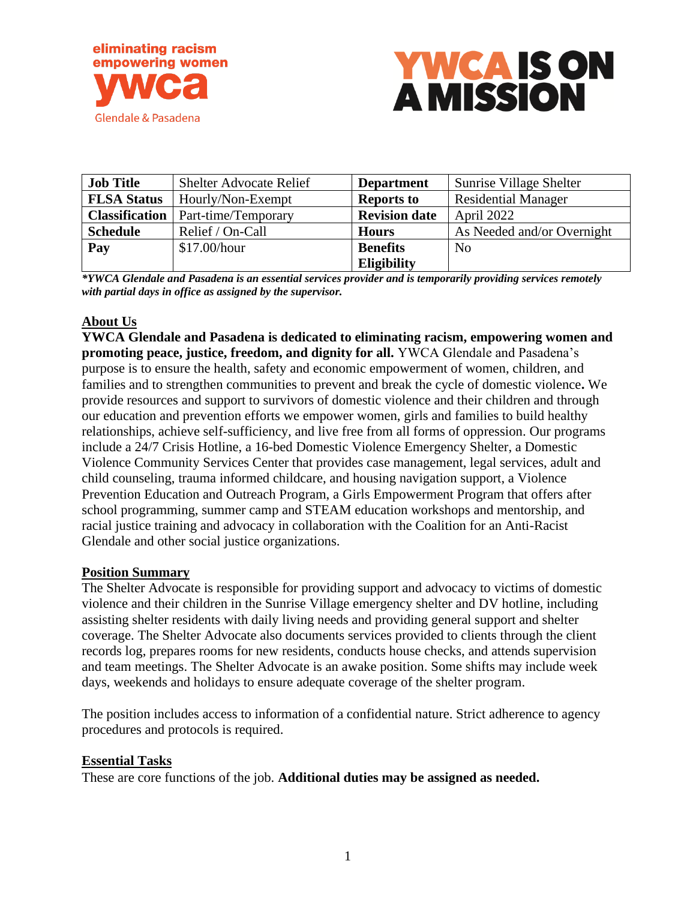eliminating racism
empowering women
ywca
Glendale & Pasadena

YWCA IS ON A MISSION

| Job Title | Shelter Advocate Relief | Department | Sunrise Village Shelter |
|---|---|---|---|
| FLSA Status | Hourly/Non-Exempt | Reports to | Residential Manager |
| Classification | Part-time/Temporary | Revision date | April 2022 |
| Schedule | Relief / On-Call | Hours | As Needed and/or Overnight |
| Pay | $17.00/hour | Benefits Eligibility | No |

***YWCA Glendale and Pasadena is an essential services provider and is temporarily providing services remotely with partial days in office as assigned by the supervisor.***

## About Us

**YWCA Glendale and Pasadena is dedicated to eliminating racism, empowering women and promoting peace, justice, freedom, and dignity for all.** YWCA Glendale and Pasadena's purpose is to ensure the health, safety and economic empowerment of women, children, and families and to strengthen communities to prevent and break the cycle of domestic violence**.** We provide resources and support to survivors of domestic violence and their children and through our education and prevention efforts we empower women, girls and families to build healthy relationships, achieve self-sufficiency, and live free from all forms of oppression. Our programs include a 24/7 Crisis Hotline, a 16-bed Domestic Violence Emergency Shelter, a Domestic Violence Community Services Center that provides case management, legal services, adult and child counseling, trauma informed childcare, and housing navigation support, a Violence Prevention Education and Outreach Program, a Girls Empowerment Program that offers after school programming, summer camp and STEAM education workshops and mentorship, and racial justice training and advocacy in collaboration with the Coalition for an Anti-Racist Glendale and other social justice organizations.

## Position Summary

The Shelter Advocate is responsible for providing support and advocacy to victims of domestic violence and their children in the Sunrise Village emergency shelter and DV hotline, including assisting shelter residents with daily living needs and providing general support and shelter coverage. The Shelter Advocate also documents services provided to clients through the client records log, prepares rooms for new residents, conducts house checks, and attends supervision and team meetings. The Shelter Advocate is an awake position. Some shifts may include week days, weekends and holidays to ensure adequate coverage of the shelter program.

The position includes access to information of a confidential nature. Strict adherence to agency procedures and protocols is required.

## Essential Tasks

These are core functions of the job. **Additional duties may be assigned as needed.**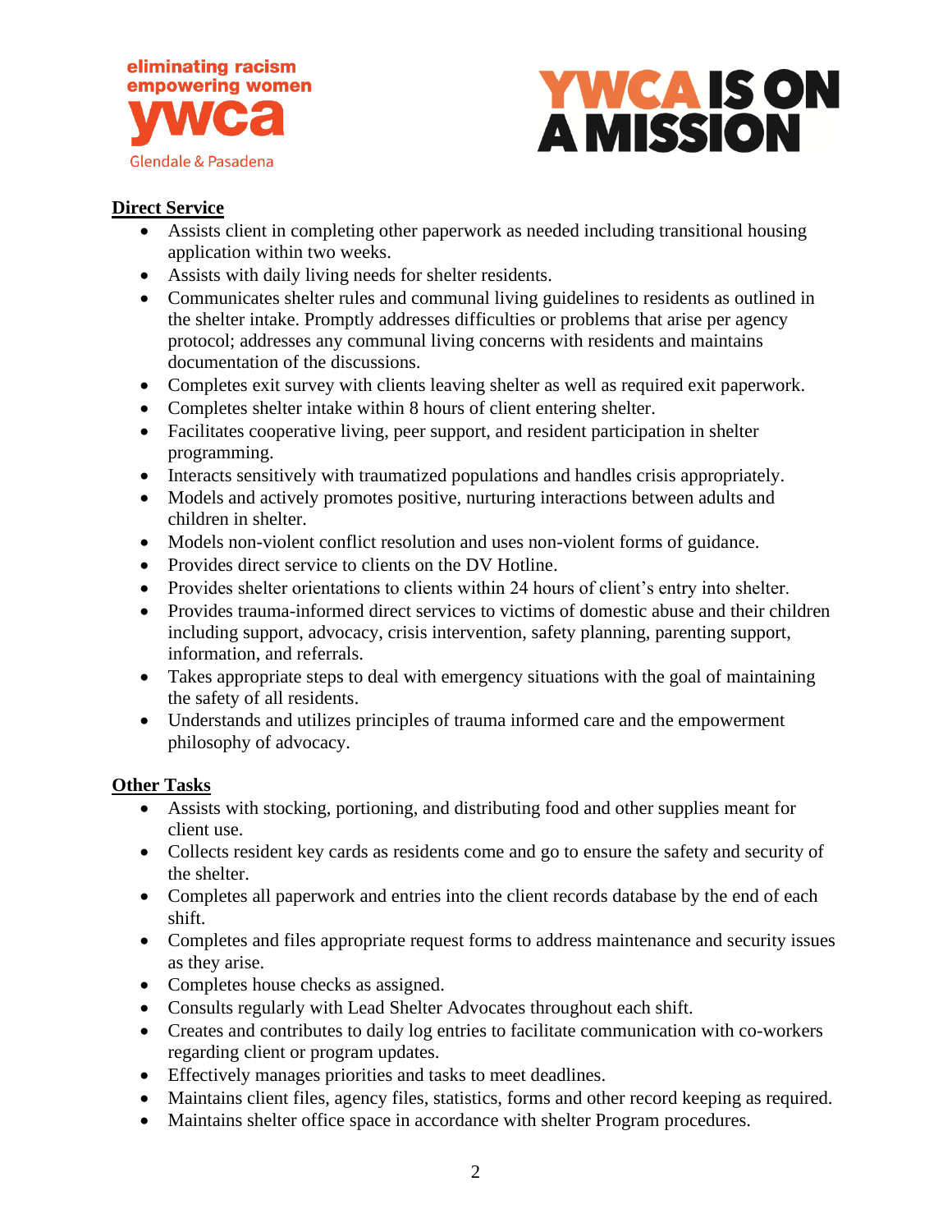**Direct Service**

- Assists client in completing other paperwork as needed including transitional housing application within two weeks.
- Assists with daily living needs for shelter residents.
- Communicates shelter rules and communal living guidelines to residents as outlined in the shelter intake. Promptly addresses difficulties or problems that arise per agency protocol; addresses any communal living concerns with residents and maintains documentation of the discussions.
- Completes exit survey with clients leaving shelter as well as required exit paperwork.
- Completes shelter intake within 8 hours of client entering shelter.
- Facilitates cooperative living, peer support, and resident participation in shelter programming.
- Interacts sensitively with traumatized populations and handles crisis appropriately.
- Models and actively promotes positive, nurturing interactions between adults and children in shelter.
- Models non-violent conflict resolution and uses non-violent forms of guidance.
- Provides direct service to clients on the DV Hotline.
- Provides shelter orientations to clients within 24 hours of client's entry into shelter.
- Provides trauma-informed direct services to victims of domestic abuse and their children including support, advocacy, crisis intervention, safety planning, parenting support, information, and referrals.
- Takes appropriate steps to deal with emergency situations with the goal of maintaining the safety of all residents.
- Understands and utilizes principles of trauma informed care and the empowerment philosophy of advocacy.

**Other Tasks**

- Assists with stocking, portioning, and distributing food and other supplies meant for client use.
- Collects resident key cards as residents come and go to ensure the safety and security of the shelter.
- Completes all paperwork and entries into the client records database by the end of each shift.
- Completes and files appropriate request forms to address maintenance and security issues as they arise.
- Completes house checks as assigned.
- Consults regularly with Lead Shelter Advocates throughout each shift.
- Creates and contributes to daily log entries to facilitate communication with co-workers regarding client or program updates.
- Effectively manages priorities and tasks to meet deadlines.
- Maintains client files, agency files, statistics, forms and other record keeping as required.
- Maintains shelter office space in accordance with shelter Program procedures.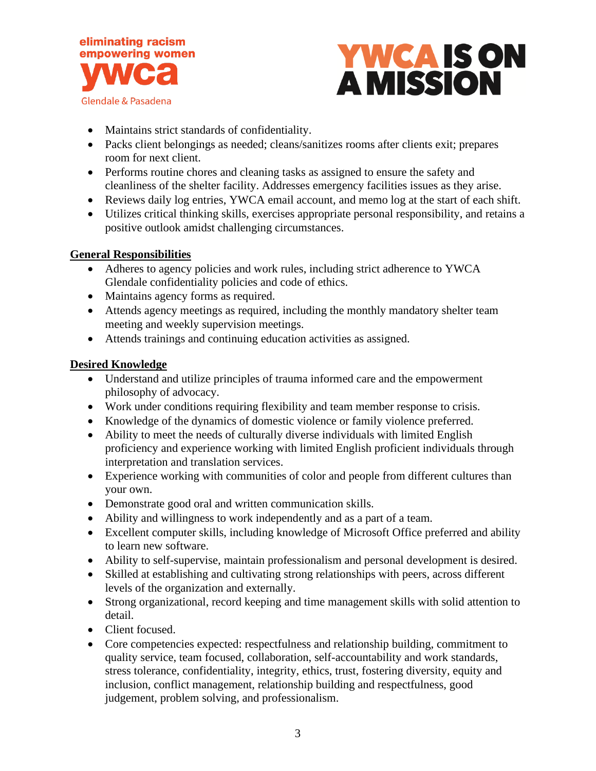- Maintains strict standards of confidentiality.
- Packs client belongings as needed; cleans/sanitizes rooms after clients exit; prepares room for next client.
- Performs routine chores and cleaning tasks as assigned to ensure the safety and cleanliness of the shelter facility. Addresses emergency facilities issues as they arise.
- Reviews daily log entries, YWCA email account, and memo log at the start of each shift.
- Utilizes critical thinking skills, exercises appropriate personal responsibility, and retains a positive outlook amidst challenging circumstances.

**General Responsibilities**

- Adheres to agency policies and work rules, including strict adherence to YWCA Glendale confidentiality policies and code of ethics.
- Maintains agency forms as required.
- Attends agency meetings as required, including the monthly mandatory shelter team meeting and weekly supervision meetings.
- Attends trainings and continuing education activities as assigned.

**Desired Knowledge**

- Understand and utilize principles of trauma informed care and the empowerment philosophy of advocacy.
- Work under conditions requiring flexibility and team member response to crisis.
- Knowledge of the dynamics of domestic violence or family violence preferred.
- Ability to meet the needs of culturally diverse individuals with limited English proficiency and experience working with limited English proficient individuals through interpretation and translation services.
- Experience working with communities of color and people from different cultures than your own.
- Demonstrate good oral and written communication skills.
- Ability and willingness to work independently and as a part of a team.
- Excellent computer skills, including knowledge of Microsoft Office preferred and ability to learn new software.
- Ability to self-supervise, maintain professionalism and personal development is desired.
- Skilled at establishing and cultivating strong relationships with peers, across different levels of the organization and externally.
- Strong organizational, record keeping and time management skills with solid attention to detail.
- Client focused.
- Core competencies expected: respectfulness and relationship building, commitment to quality service, team focused, collaboration, self-accountability and work standards, stress tolerance, confidentiality, integrity, ethics, trust, fostering diversity, equity and inclusion, conflict management, relationship building and respectfulness, good judgement, problem solving, and professionalism.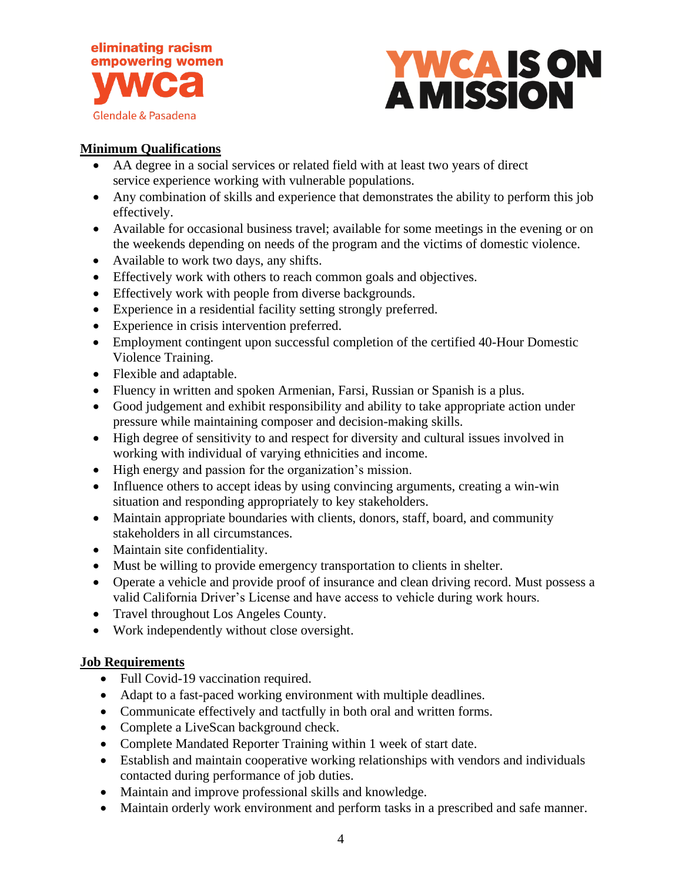## Minimum Qualifications

- AA degree in a social services or related field with at least two years of direct service experience working with vulnerable populations.
- Any combination of skills and experience that demonstrates the ability to perform this job effectively.
- Available for occasional business travel; available for some meetings in the evening or on the weekends depending on needs of the program and the victims of domestic violence.
- Available to work two days, any shifts.
- Effectively work with others to reach common goals and objectives.
- Effectively work with people from diverse backgrounds.
- Experience in a residential facility setting strongly preferred.
- Experience in crisis intervention preferred.
- Employment contingent upon successful completion of the certified 40-Hour Domestic Violence Training.
- Flexible and adaptable.
- Fluency in written and spoken Armenian, Farsi, Russian or Spanish is a plus.
- Good judgement and exhibit responsibility and ability to take appropriate action under pressure while maintaining composer and decision-making skills.
- High degree of sensitivity to and respect for diversity and cultural issues involved in working with individual of varying ethnicities and income.
- High energy and passion for the organization's mission.
- Influence others to accept ideas by using convincing arguments, creating a win-win situation and responding appropriately to key stakeholders.
- Maintain appropriate boundaries with clients, donors, staff, board, and community stakeholders in all circumstances.
- Maintain site confidentiality.
- Must be willing to provide emergency transportation to clients in shelter.
- Operate a vehicle and provide proof of insurance and clean driving record. Must possess a valid California Driver's License and have access to vehicle during work hours.
- Travel throughout Los Angeles County.
- Work independently without close oversight.

## Job Requirements

- Full Covid-19 vaccination required.
- Adapt to a fast-paced working environment with multiple deadlines.
- Communicate effectively and tactfully in both oral and written forms.
- Complete a LiveScan background check.
- Complete Mandated Reporter Training within 1 week of start date.
- Establish and maintain cooperative working relationships with vendors and individuals contacted during performance of job duties.
- Maintain and improve professional skills and knowledge.
- Maintain orderly work environment and perform tasks in a prescribed and safe manner.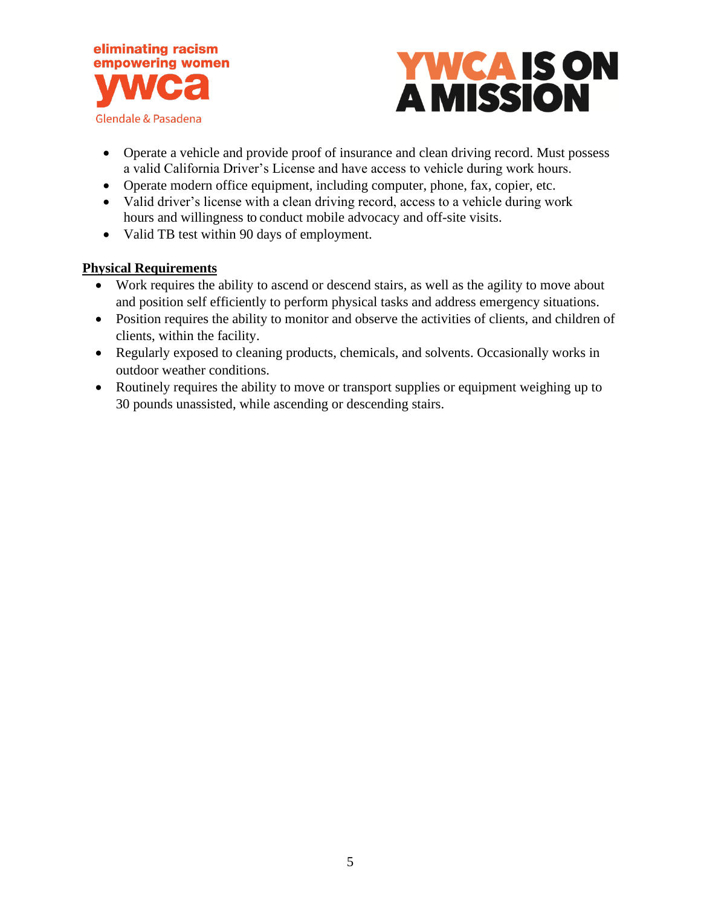- Operate a vehicle and provide proof of insurance and clean driving record. Must possess a valid California Driver's License and have access to vehicle during work hours.
- Operate modern office equipment, including computer, phone, fax, copier, etc.
- Valid driver's license with a clean driving record, access to a vehicle during work hours and willingness to conduct mobile advocacy and off-site visits.
- Valid TB test within 90 days of employment.

**Physical Requirements**

- Work requires the ability to ascend or descend stairs, as well as the agility to move about and position self efficiently to perform physical tasks and address emergency situations.
- Position requires the ability to monitor and observe the activities of clients, and children of clients, within the facility.
- Regularly exposed to cleaning products, chemicals, and solvents. Occasionally works in outdoor weather conditions.
- Routinely requires the ability to move or transport supplies or equipment weighing up to 30 pounds unassisted, while ascending or descending stairs.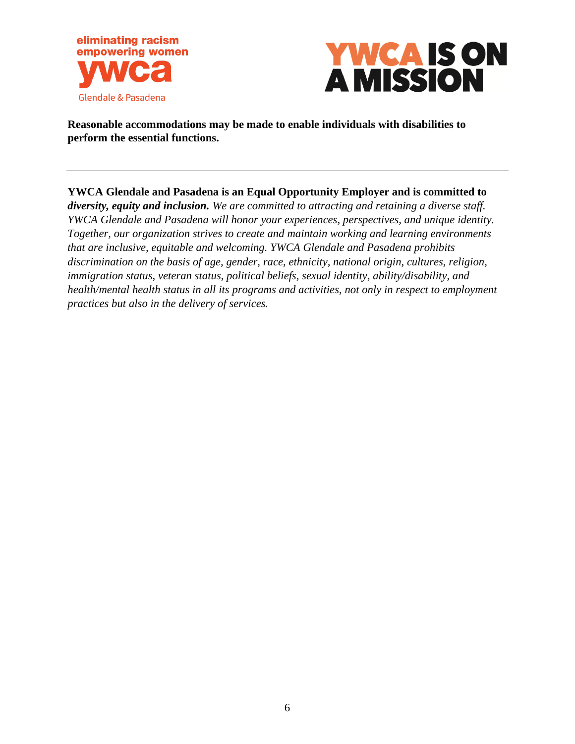**Reasonable accommodations may be made to enable individuals with disabilities to perform the essential functions.**

---

**YWCA Glendale and Pasadena is an Equal Opportunity Employer and is committed to *diversity, equity and inclusion.*** *We are committed to attracting and retaining a diverse staff. YWCA Glendale and Pasadena will honor your experiences, perspectives, and unique identity. Together, our organization strives to create and maintain working and learning environments that are inclusive, equitable and welcoming. YWCA Glendale and Pasadena prohibits discrimination on the basis of age, gender, race, ethnicity, national origin, cultures, religion, immigration status, veteran status, political beliefs, sexual identity, ability/disability, and health/mental health status in all its programs and activities, not only in respect to employment practices but also in the delivery of services.*